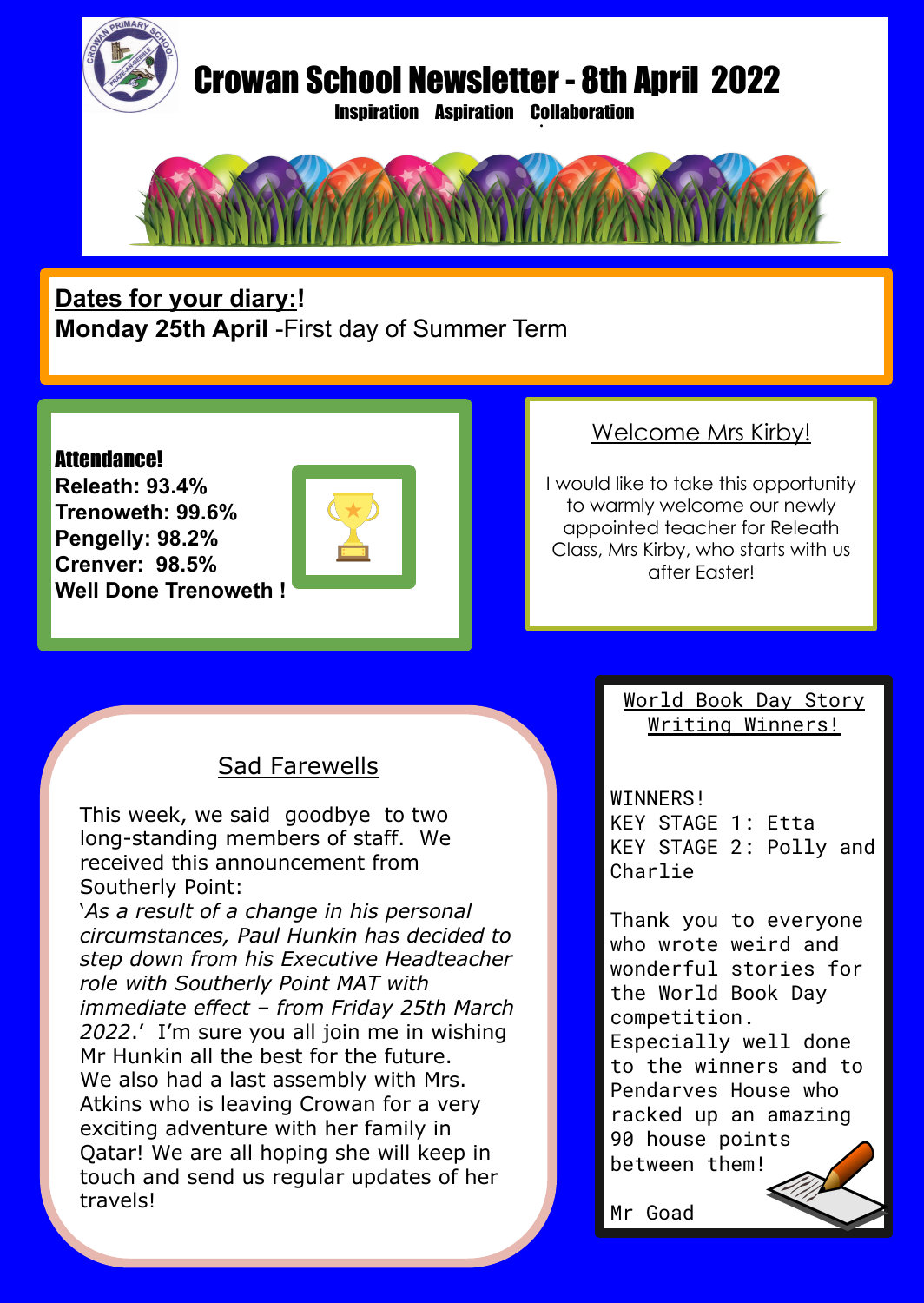# Crowan School Newsletter - 8th April 2022

**Inspiration Aspiration Collaboration**

**Dates for your diary:!**

**Monday 25th April** -First day of Summer Term

**Attendance!**

**Releath: 93.4%**
**Trenoweth: 99.6%**
**Pengelly: 98.2%**
**Crenver: 98.5%**
**Well Done Trenoweth !**

## Welcome Mrs Kirby!

I would like to take this opportunity to warmly welcome our newly appointed teacher for Releath Class, Mrs Kirby, who starts with us after Easter!

## Sad Farewells

This week, we said goodbye to two long-standing members of staff. We received this announcement from Southerly Point:
'*As a result of a change in his personal circumstances, Paul Hunkin has decided to step down from his Executive Headteacher role with Southerly Point MAT with immediate effect – from Friday 25th March 2022*.' I'm sure you all join me in wishing Mr Hunkin all the best for the future.
We also had a last assembly with Mrs. Atkins who is leaving Crowan for a very exciting adventure with her family in Qatar! We are all hoping she will keep in touch and send us regular updates of her travels!

## World Book Day Story Writing Winners!

WINNERS!
KEY STAGE 1: Etta
KEY STAGE 2: Polly and Charlie

Thank you to everyone who wrote weird and wonderful stories for the World Book Day competition.
Especially well done to the winners and to Pendarves House who racked up an amazing 90 house points between them!

Mr Goad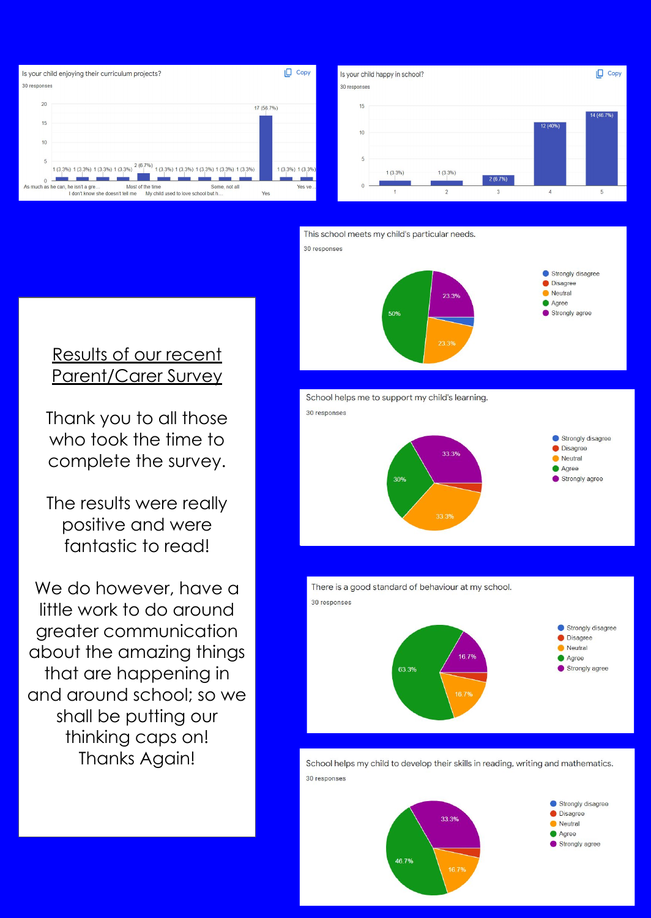Is your child enjoying their curriculum projects?

30 responses

Copy

20

15

10

5

0

1 (3.3%) 1 (3.3%) 1 (3.3%) 1 (3.3%) 1 (3.3%) 2 (6.7%) 1 (3.3%) 1 (3.3%) 1 (3.3%) 1 (3.3%) 1 (3.3%) 17 (56.7%) 1 (3.3%) 1 (3.3%)

As much as he can, he isn't a gre... Most of the time Some, not all Yes ve...

I don't know she doesn't tell me My child used to love school but h... Yes

Is your child happy in school?

30 responses

Copy

15

10

5

0

1 (3.3%) 1 (3.3%) 2 (6.7%) 12 (40%) 14 (46.7%)

1 2 3 4 5

## Results of our recent Parent/Carer Survey

Thank you to all those who took the time to complete the survey.

The results were really positive and were fantastic to read!

We do however, have a little work to do around greater communication about the amazing things that are happening in and around school; so we shall be putting our thinking caps on! Thanks Again!

This school meets my child's particular needs.

30 responses

23.3%
50%
23.3%

Strongly disagree
Disagree
Neutral
Agree
Strongly agree

School helps me to support my child's learning.

30 responses

33.3%
30%
33.3%

Strongly disagree
Disagree
Neutral
Agree
Strongly agree

There is a good standard of behaviour at my school.

30 responses

16.7%
63.3%
16.7%

Strongly disagree
Disagree
Neutral
Agree
Strongly agree

School helps my child to develop their skills in reading, writing and mathematics.

30 responses

33.3%
46.7%
16.7%

Strongly disagree
Disagree
Neutral
Agree
Strongly agree